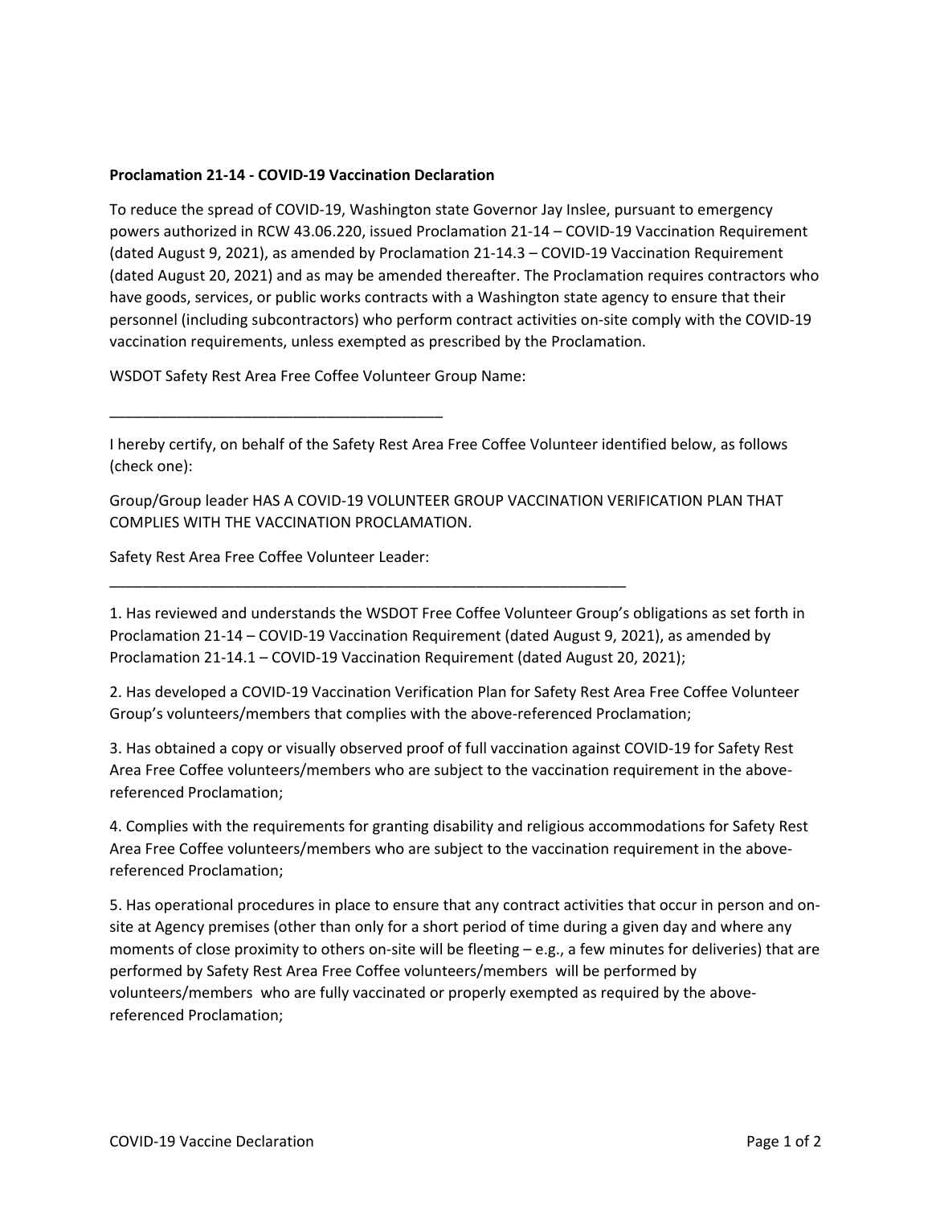**Proclamation 21-14 - COVID-19 Vaccination Declaration**

To reduce the spread of COVID-19, Washington state Governor Jay Inslee, pursuant to emergency powers authorized in RCW 43.06.220, issued Proclamation 21-14 – COVID-19 Vaccination Requirement (dated August 9, 2021), as amended by Proclamation 21-14.3 – COVID-19 Vaccination Requirement (dated August 20, 2021) and as may be amended thereafter. The Proclamation requires contractors who have goods, services, or public works contracts with a Washington state agency to ensure that their personnel (including subcontractors) who perform contract activities on-site comply with the COVID-19 vaccination requirements, unless exempted as prescribed by the Proclamation.

WSDOT Safety Rest Area Free Coffee Volunteer Group Name:

________________________________________

I hereby certify, on behalf of the Safety Rest Area Free Coffee Volunteer identified below, as follows (check one):

Group/Group leader HAS A COVID-19 VOLUNTEER GROUP VACCINATION VERIFICATION PLAN THAT COMPLIES WITH THE VACCINATION PROCLAMATION.

Safety Rest Area Free Coffee Volunteer Leader:

________________________________________________________________

1. Has reviewed and understands the WSDOT Free Coffee Volunteer Group's obligations as set forth in Proclamation 21-14 – COVID-19 Vaccination Requirement (dated August 9, 2021), as amended by Proclamation 21-14.1 – COVID-19 Vaccination Requirement (dated August 20, 2021);

2. Has developed a COVID-19 Vaccination Verification Plan for Safety Rest Area Free Coffee Volunteer Group's volunteers/members that complies with the above-referenced Proclamation;

3. Has obtained a copy or visually observed proof of full vaccination against COVID-19 for Safety Rest Area Free Coffee volunteers/members who are subject to the vaccination requirement in the above-referenced Proclamation;

4. Complies with the requirements for granting disability and religious accommodations for Safety Rest Area Free Coffee volunteers/members who are subject to the vaccination requirement in the above-referenced Proclamation;

5. Has operational procedures in place to ensure that any contract activities that occur in person and on-site at Agency premises (other than only for a short period of time during a given day and where any moments of close proximity to others on-site will be fleeting – e.g., a few minutes for deliveries) that are performed by Safety Rest Area Free Coffee volunteers/members will be performed by volunteers/members who are fully vaccinated or properly exempted as required by the above-referenced Proclamation;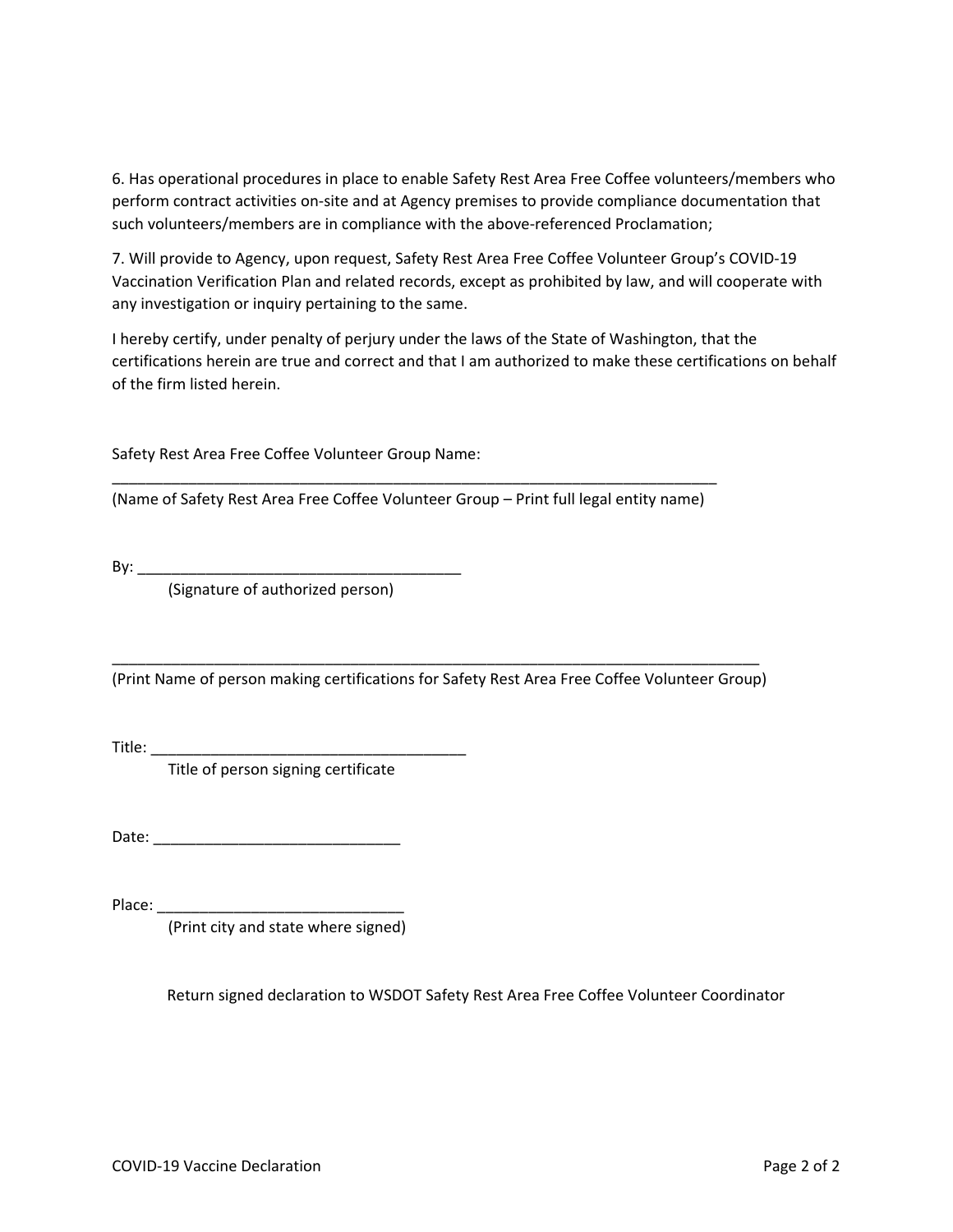6. Has operational procedures in place to enable Safety Rest Area Free Coffee volunteers/members who perform contract activities on-site and at Agency premises to provide compliance documentation that such volunteers/members are in compliance with the above-referenced Proclamation;

7. Will provide to Agency, upon request, Safety Rest Area Free Coffee Volunteer Group's COVID-19 Vaccination Verification Plan and related records, except as prohibited by law, and will cooperate with any investigation or inquiry pertaining to the same.

I hereby certify, under penalty of perjury under the laws of the State of Washington, that the certifications herein are true and correct and that I am authorized to make these certifications on behalf of the firm listed herein.

Safety Rest Area Free Coffee Volunteer Group Name:

___________________________________________________________________________

(Name of Safety Rest Area Free Coffee Volunteer Group – Print full legal entity name)

By: ________________________________________

(Signature of authorized person)

________________________________________________________________________________

(Print Name of person making certifications for Safety Rest Area Free Coffee Volunteer Group)

Title: ______________________________________

Title of person signing certificate

Date: ______________________________

Place: ______________________________

(Print city and state where signed)

Return signed declaration to WSDOT Safety Rest Area Free Coffee Volunteer Coordinator